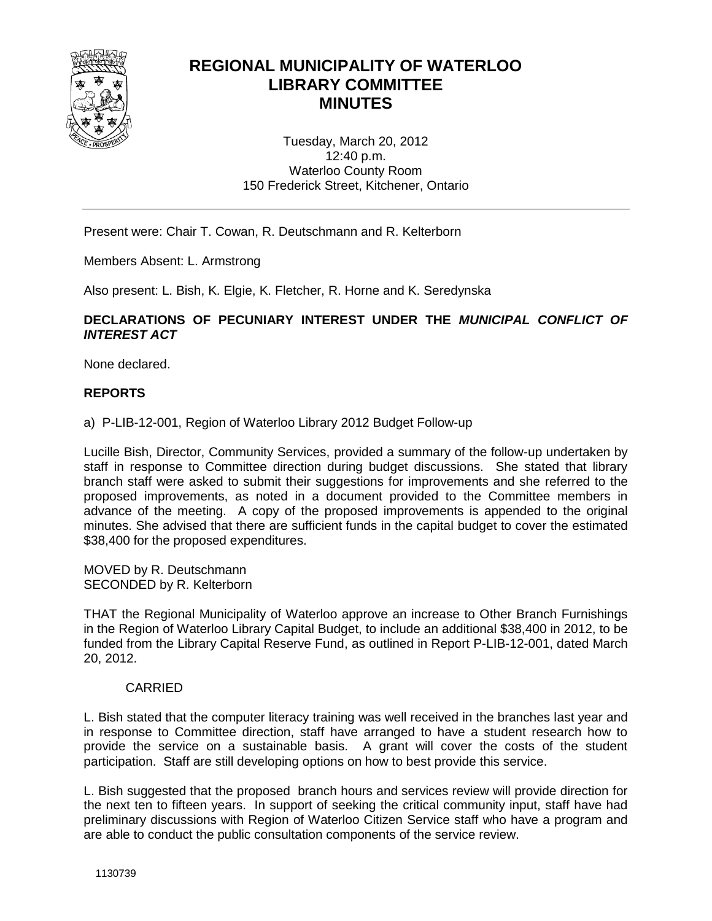# REGIONAL MUNICIPALITY OF WATERLOO
# LIBRARY COMMITTEE
# MINUTES

Tuesday, March 20, 2012
12:40 p.m.
Waterloo County Room
150 Frederick Street, Kitchener, Ontario

---

Present were: Chair T. Cowan, R. Deutschmann and R. Kelterborn

Members Absent: L. Armstrong

Also present: L. Bish, K. Elgie, K. Fletcher, R. Horne and K. Seredynska

**DECLARATIONS OF PECUNIARY INTEREST UNDER THE *MUNICIPAL CONFLICT OF INTEREST ACT***

None declared.

**REPORTS**

a) P-LIB-12-001, Region of Waterloo Library 2012 Budget Follow-up

Lucille Bish, Director, Community Services, provided a summary of the follow-up undertaken by staff in response to Committee direction during budget discussions. She stated that library branch staff were asked to submit their suggestions for improvements and she referred to the proposed improvements, as noted in a document provided to the Committee members in advance of the meeting. A copy of the proposed improvements is appended to the original minutes. She advised that there are sufficient funds in the capital budget to cover the estimated $38,400 for the proposed expenditures.

MOVED by R. Deutschmann
SECONDED by R. Kelterborn

THAT the Regional Municipality of Waterloo approve an increase to Other Branch Furnishings in the Region of Waterloo Library Capital Budget, to include an additional $38,400 in 2012, to be funded from the Library Capital Reserve Fund, as outlined in Report P-LIB-12-001, dated March 20, 2012.

CARRIED

L. Bish stated that the computer literacy training was well received in the branches last year and in response to Committee direction, staff have arranged to have a student research how to provide the service on a sustainable basis. A grant will cover the costs of the student participation. Staff are still developing options on how to best provide this service.

L. Bish suggested that the proposed branch hours and services review will provide direction for the next ten to fifteen years. In support of seeking the critical community input, staff have had preliminary discussions with Region of Waterloo Citizen Service staff who have a program and are able to conduct the public consultation components of the service review.

1130739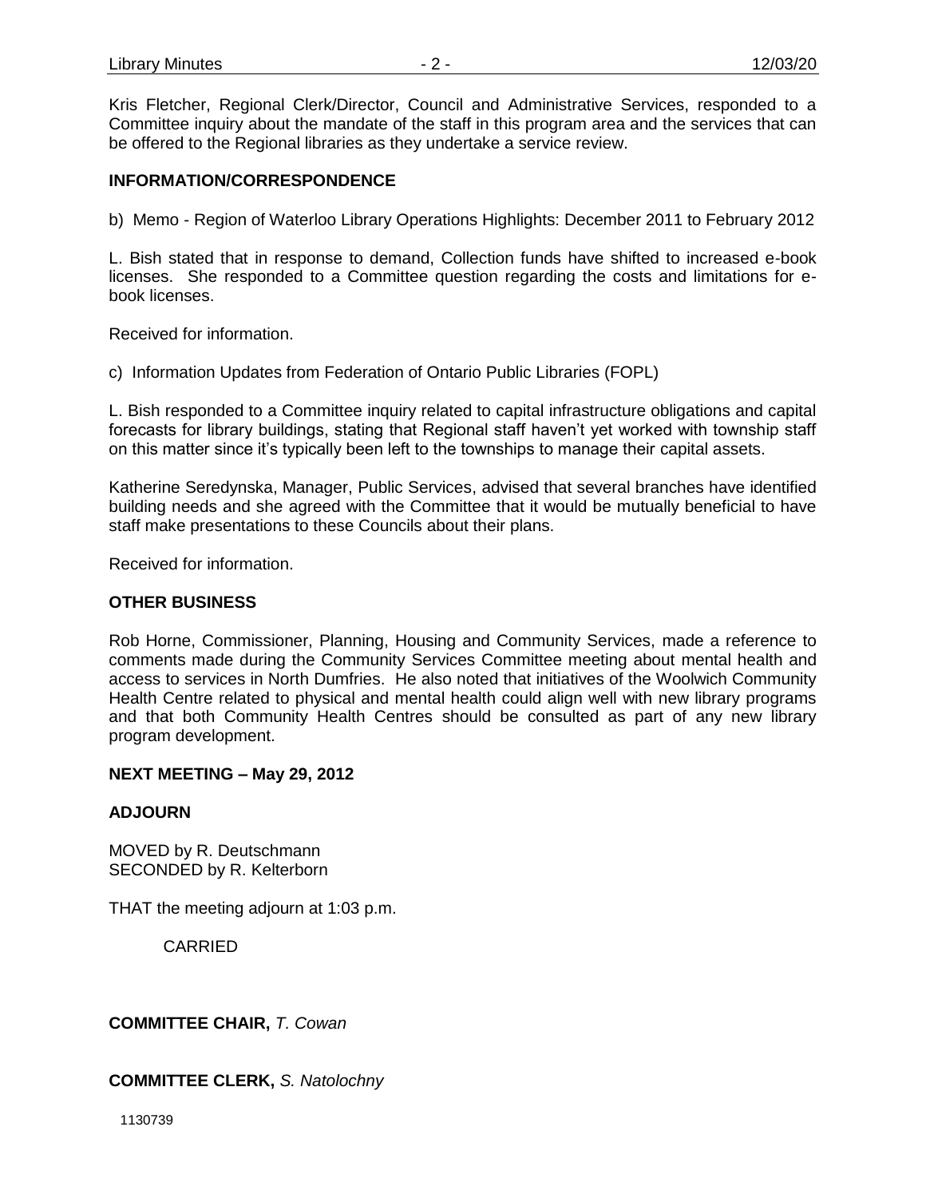Kris Fletcher, Regional Clerk/Director, Council and Administrative Services, responded to a Committee inquiry about the mandate of the staff in this program area and the services that can be offered to the Regional libraries as they undertake a service review.

**INFORMATION/CORRESPONDENCE**

b) Memo - Region of Waterloo Library Operations Highlights: December 2011 to February 2012

L. Bish stated that in response to demand, Collection funds have shifted to increased e-book licenses. She responded to a Committee question regarding the costs and limitations for e-book licenses.

Received for information.

c) Information Updates from Federation of Ontario Public Libraries (FOPL)

L. Bish responded to a Committee inquiry related to capital infrastructure obligations and capital forecasts for library buildings, stating that Regional staff haven't yet worked with township staff on this matter since it's typically been left to the townships to manage their capital assets.

Katherine Seredynska, Manager, Public Services, advised that several branches have identified building needs and she agreed with the Committee that it would be mutually beneficial to have staff make presentations to these Councils about their plans.

Received for information.

**OTHER BUSINESS**

Rob Horne, Commissioner, Planning, Housing and Community Services, made a reference to comments made during the Community Services Committee meeting about mental health and access to services in North Dumfries. He also noted that initiatives of the Woolwich Community Health Centre related to physical and mental health could align well with new library programs and that both Community Health Centres should be consulted as part of any new library program development.

**NEXT MEETING – May 29, 2012**

**ADJOURN**

MOVED by R. Deutschmann
SECONDED by R. Kelterborn

THAT the meeting adjourn at 1:03 p.m.

CARRIED

**COMMITTEE CHAIR,** *T. Cowan*

**COMMITTEE CLERK,** *S. Natolochny*

1130739